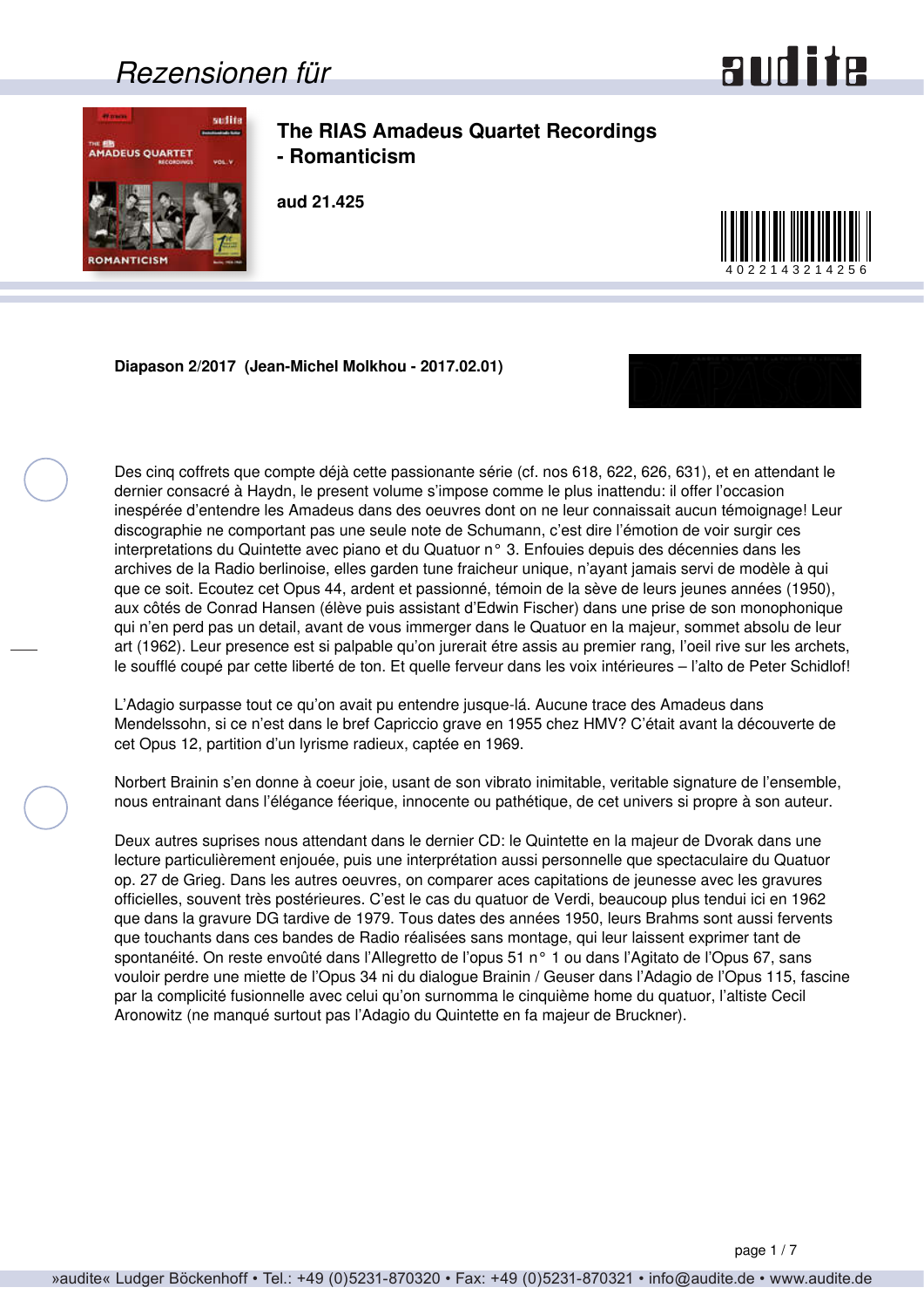# The RIAS Amadeus Quartet Recordings - Romanticism

**aud 21.425**

4022143214256

**Diapason 2/2017 (Jean-Michel Molkhou - 2017.02.01)**

Des cinq coffrets que compte déjà cette passionante série (cf. nos 618, 622, 626, 631), et en attendant le dernier consacré à Haydn, le present volume s'impose comme le plus inattendu: il offer l'occasion inespérée d'entendre les Amadeus dans des oeuvres dont on ne leur connaissait aucun témoignage! Leur discographie ne comportant pas une seule note de Schumann, c'est dire l'émotion de voir surgir ces interpretations du Quintette avec piano et du Quatuor n° 3. Enfouies depuis des décennies dans les archives de la Radio berlinoise, elles garden tune fraicheur unique, n'ayant jamais servi de modèle à qui que ce soit. Ecoutez cet Opus 44, ardent et passionné, témoin de la sève de leurs jeunes années (1950), aux côtés de Conrad Hansen (élève puis assistant d'Edwin Fischer) dans une prise de son monophonique qui n'en perd pas un detail, avant de vous immerger dans le Quatuor en la majeur, sommet absolu de leur art (1962). Leur presence est si palpable qu'on jurerait étre assis au premier rang, l'oeil rive sur les archets, le soufflé coupé par cette liberté de ton. Et quelle ferveur dans les voix intérieures – l'alto de Peter Schidlof!

L'Adagio surpasse tout ce qu'on avait pu entendre jusque-lá. Aucune trace des Amadeus dans Mendelssohn, si ce n'est dans le bref Capriccio grave en 1955 chez HMV? C'était avant la découverte de cet Opus 12, partition d'un lyrisme radieux, captée en 1969.

Norbert Brainin s'en donne à coeur joie, usant de son vibrato inimitable, veritable signature de l'ensemble, nous entrainant dans l'élégance féerique, innocente ou pathétique, de cet univers si propre à son auteur.

Deux autres suprises nous attendant dans le dernier CD: le Quintette en la majeur de Dvorak dans une lecture particulièrement enjouée, puis une interprétation aussi personnelle que spectaculaire du Quatuor op. 27 de Grieg. Dans les autres oeuvres, on comparer aces capitations de jeunesse avec les gravures officielles, souvent très postérieures. C'est le cas du quatuor de Verdi, beaucoup plus tendui ici en 1962 que dans la gravure DG tardive de 1979. Tous dates des années 1950, leurs Brahms sont aussi fervents que touchants dans ces bandes de Radio réalisées sans montage, qui leur laissent exprimer tant de spontanéité. On reste envoûté dans l'Allegretto de l'opus 51 n° 1 ou dans l'Agitato de l'Opus 67, sans vouloir perdre une miette de l'Opus 34 ni du dialogue Brainin / Geuser dans l'Adagio de l'Opus 115, fascine par la complicité fusionnelle avec celui qu'on surnomma le cinquième home du quatuor, l'altiste Cecil Aronowitz (ne manqué surtout pas l'Adagio du Quintette en fa majeur de Bruckner).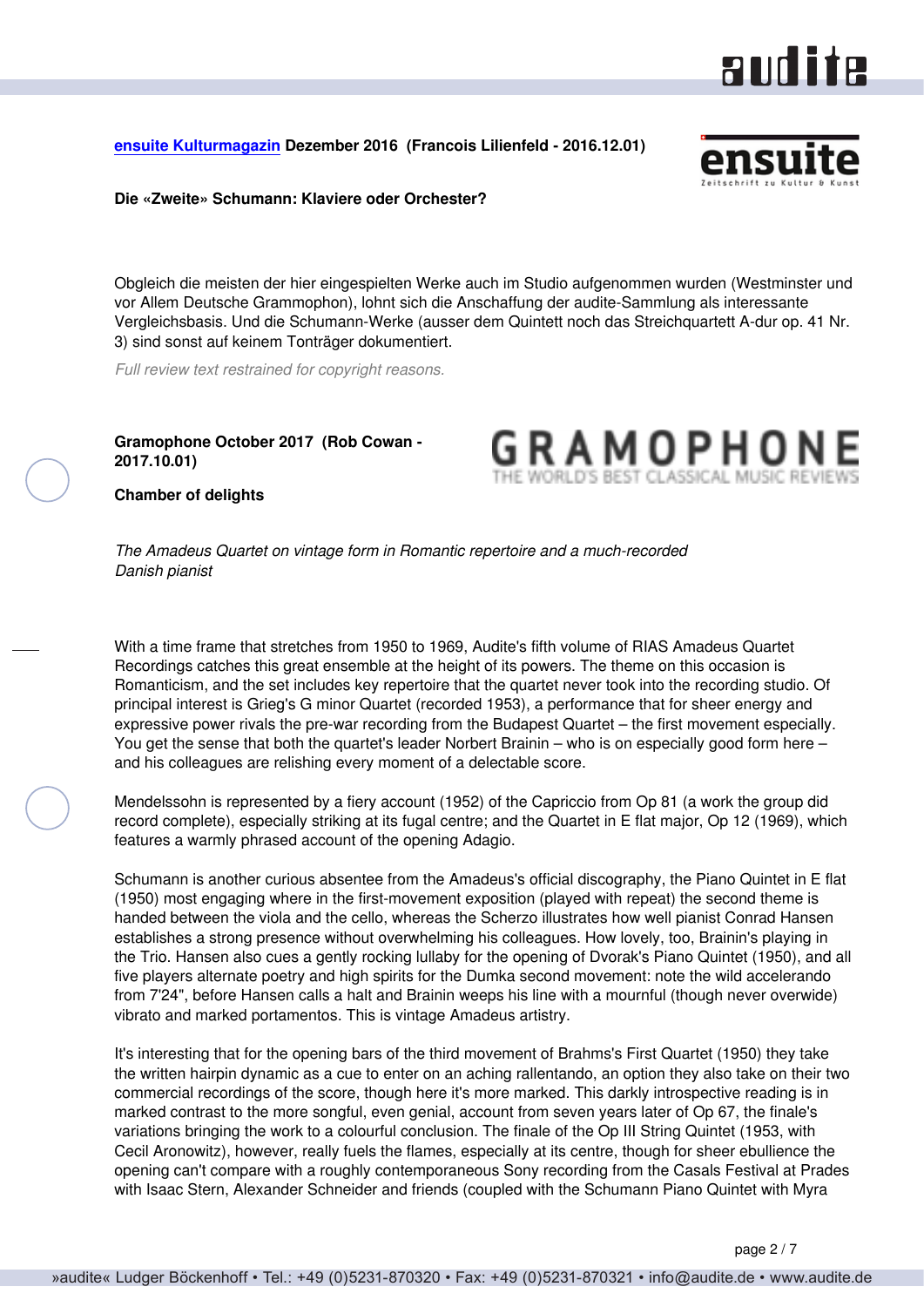**[ensuite Kulturmagazin](#) Dezember 2016 (Francois Lilienfeld - 2016.12.01)**

**Die «Zweite» Schumann: Klaviere oder Orchester?**

Obgleich die meisten der hier eingespielten Werke auch im Studio aufgenommen wurden (Westminster und vor Allem Deutsche Grammophon), lohnt sich die Anschaffung der audite-Sammlung als interessante Vergleichsbasis. Und die Schumann-Werke (ausser dem Quintett noch das Streichquartett A-dur op. 41 Nr. 3) sind sonst auf keinem Tonträger dokumentiert.

*Full review text restrained for copyright reasons.*

**Gramophone October 2017 (Rob Cowan - 2017.10.01)**

**Chamber of delights**

*The Amadeus Quartet on vintage form in Romantic repertoire and a much-recorded Danish pianist*

With a time frame that stretches from 1950 to 1969, Audite's fifth volume of RIAS Amadeus Quartet Recordings catches this great ensemble at the height of its powers. The theme on this occasion is Romanticism, and the set includes key repertoire that the quartet never took into the recording studio. Of principal interest is Grieg's G minor Quartet (recorded 1953), a performance that for sheer energy and expressive power rivals the pre-war recording from the Budapest Quartet – the first movement especially. You get the sense that both the quartet's leader Norbert Brainin – who is on especially good form here – and his colleagues are relishing every moment of a delectable score.

Mendelssohn is represented by a fiery account (1952) of the Capriccio from Op 81 (a work the group did record complete), especially striking at its fugal centre; and the Quartet in E flat major, Op 12 (1969), which features a warmly phrased account of the opening Adagio.

Schumann is another curious absentee from the Amadeus's official discography, the Piano Quintet in E flat (1950) most engaging where in the first-movement exposition (played with repeat) the second theme is handed between the viola and the cello, whereas the Scherzo illustrates how well pianist Conrad Hansen establishes a strong presence without overwhelming his colleagues. How lovely, too, Brainin's playing in the Trio. Hansen also cues a gently rocking lullaby for the opening of Dvorak's Piano Quintet (1950), and all five players alternate poetry and high spirits for the Dumka second movement: note the wild accelerando from 7'24", before Hansen calls a halt and Brainin weeps his line with a mournful (though never overwide) vibrato and marked portamentos. This is vintage Amadeus artistry.

It's interesting that for the opening bars of the third movement of Brahms's First Quartet (1950) they take the written hairpin dynamic as a cue to enter on an aching rallentando, an option they also take on their two commercial recordings of the score, though here it's more marked. This darkly introspective reading is in marked contrast to the more songful, even genial, account from seven years later of Op 67, the finale's variations bringing the work to a colourful conclusion. The finale of the Op III String Quintet (1953, with Cecil Aronowitz), however, really fuels the flames, especially at its centre, though for sheer ebullience the opening can't compare with a roughly contemporaneous Sony recording from the Casals Festival at Prades with Isaac Stern, Alexander Schneider and friends (coupled with the Schumann Piano Quintet with Myra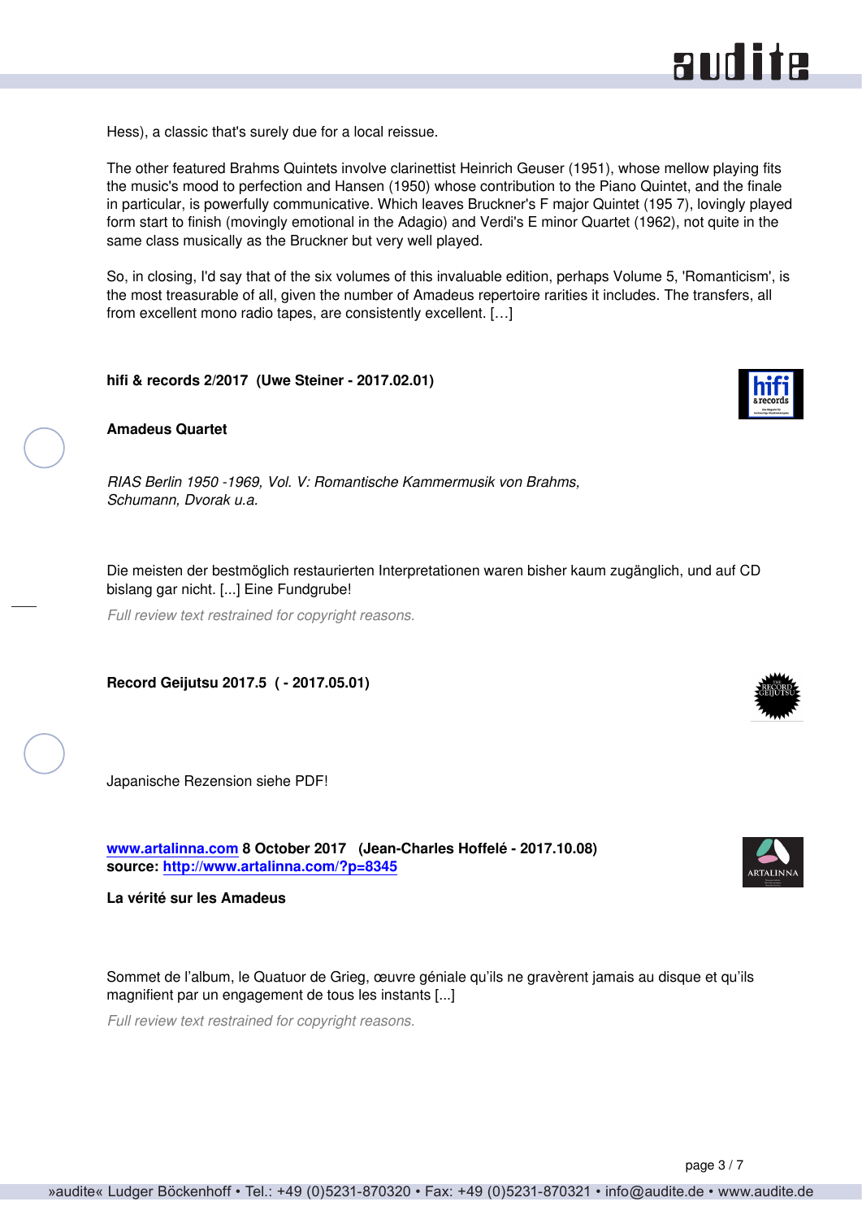Hess), a classic that's surely due for a local reissue.

The other featured Brahms Quintets involve clarinettist Heinrich Geuser (1951), whose mellow playing fits the music's mood to perfection and Hansen (1950) whose contribution to the Piano Quintet, and the finale in particular, is powerfully communicative. Which leaves Bruckner's F major Quintet (195 7), lovingly played form start to finish (movingly emotional in the Adagio) and Verdi's E minor Quartet (1962), not quite in the same class musically as the Bruckner but very well played.

So, in closing, I'd say that of the six volumes of this invaluable edition, perhaps Volume 5, 'Romanticism', is the most treasurable of all, given the number of Amadeus repertoire rarities it includes. The transfers, all from excellent mono radio tapes, are consistently excellent. […]

**hifi & records 2/2017 (Uwe Steiner - 2017.02.01)**

**Amadeus Quartet**

*RIAS Berlin 1950 -1969, Vol. V: Romantische Kammermusik von Brahms, Schumann, Dvorak u.a.*

Die meisten der bestmöglich restaurierten Interpretationen waren bisher kaum zugänglich, und auf CD bislang gar nicht. [...] Eine Fundgrube!

*Full review text restrained for copyright reasons.*

**Record Geijutsu 2017.5 ( - 2017.05.01)**

Japanische Rezension siehe PDF!

**www.artalinna.com 8 October 2017 (Jean-Charles Hoffelé - 2017.10.08)**
**source: http://www.artalinna.com/?p=8345**

**La vérité sur les Amadeus**

Sommet de l'album, le Quatuor de Grieg, œuvre géniale qu'ils ne gravèrent jamais au disque et qu'ils magnifient par un engagement de tous les instants [...]

*Full review text restrained for copyright reasons.*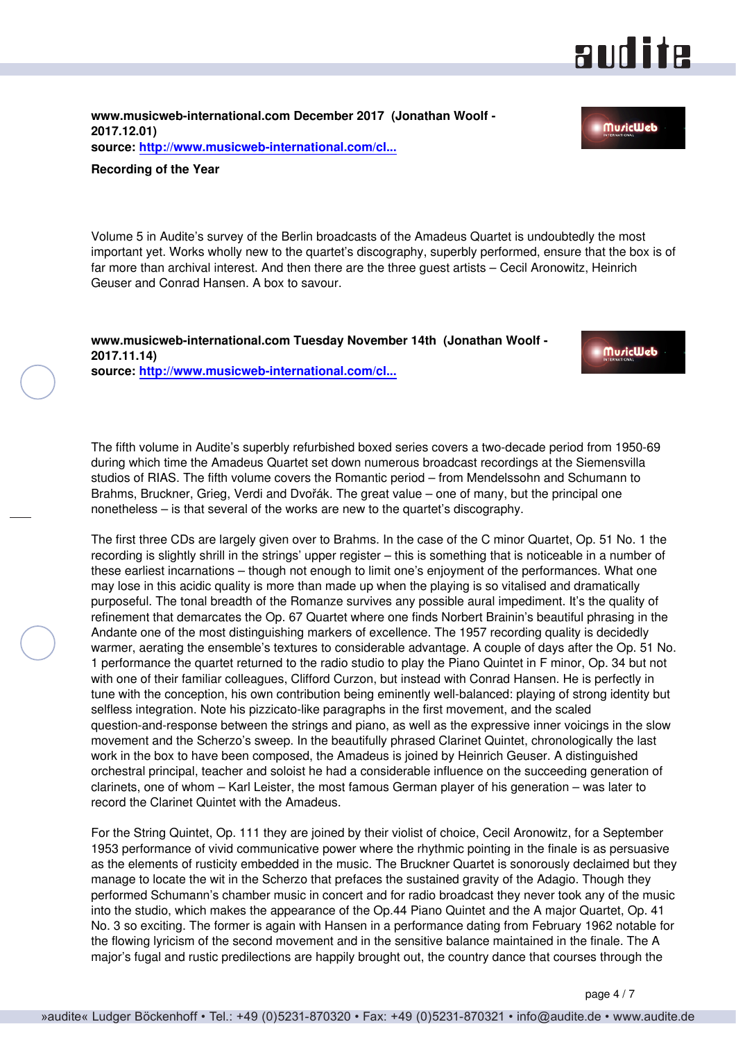**www.musicweb-international.com December 2017 (Jonathan Woolf - 2017.12.01)**
**source: [http://www.musicweb-international.com/cl...](http://www.musicweb-international.com/cl...)**

**Recording of the Year**

Volume 5 in Audite's survey of the Berlin broadcasts of the Amadeus Quartet is undoubtedly the most important yet. Works wholly new to the quartet's discography, superbly performed, ensure that the box is of far more than archival interest. And then there are the three guest artists – Cecil Aronowitz, Heinrich Geuser and Conrad Hansen. A box to savour.

**www.musicweb-international.com Tuesday November 14th (Jonathan Woolf - 2017.11.14)**
**source: [http://www.musicweb-international.com/cl...](http://www.musicweb-international.com/cl...)**

The fifth volume in Audite's superbly refurbished boxed series covers a two-decade period from 1950-69 during which time the Amadeus Quartet set down numerous broadcast recordings at the Siemensvilla studios of RIAS. The fifth volume covers the Romantic period – from Mendelssohn and Schumann to Brahms, Bruckner, Grieg, Verdi and Dvořák. The great value – one of many, but the principal one nonetheless – is that several of the works are new to the quartet's discography.

The first three CDs are largely given over to Brahms. In the case of the C minor Quartet, Op. 51 No. 1 the recording is slightly shrill in the strings' upper register – this is something that is noticeable in a number of these earliest incarnations – though not enough to limit one's enjoyment of the performances. What one may lose in this acidic quality is more than made up when the playing is so vitalised and dramatically purposeful. The tonal breadth of the Romanze survives any possible aural impediment. It's the quality of refinement that demarcates the Op. 67 Quartet where one finds Norbert Brainin's beautiful phrasing in the Andante one of the most distinguishing markers of excellence. The 1957 recording quality is decidedly warmer, aerating the ensemble's textures to considerable advantage. A couple of days after the Op. 51 No. 1 performance the quartet returned to the radio studio to play the Piano Quintet in F minor, Op. 34 but not with one of their familiar colleagues, Clifford Curzon, but instead with Conrad Hansen. He is perfectly in tune with the conception, his own contribution being eminently well-balanced: playing of strong identity but selfless integration. Note his pizzicato-like paragraphs in the first movement, and the scaled question-and-response between the strings and piano, as well as the expressive inner voicings in the slow movement and the Scherzo's sweep. In the beautifully phrased Clarinet Quintet, chronologically the last work in the box to have been composed, the Amadeus is joined by Heinrich Geuser. A distinguished orchestral principal, teacher and soloist he had a considerable influence on the succeeding generation of clarinets, one of whom – Karl Leister, the most famous German player of his generation – was later to record the Clarinet Quintet with the Amadeus.

For the String Quintet, Op. 111 they are joined by their violist of choice, Cecil Aronowitz, for a September 1953 performance of vivid communicative power where the rhythmic pointing in the finale is as persuasive as the elements of rusticity embedded in the music. The Bruckner Quartet is sonorously declaimed but they manage to locate the wit in the Scherzo that prefaces the sustained gravity of the Adagio. Though they performed Schumann's chamber music in concert and for radio broadcast they never took any of the music into the studio, which makes the appearance of the Op.44 Piano Quintet and the A major Quartet, Op. 41 No. 3 so exciting. The former is again with Hansen in a performance dating from February 1962 notable for the flowing lyricism of the second movement and in the sensitive balance maintained in the finale. The A major's fugal and rustic predilections are happily brought out, the country dance that courses through the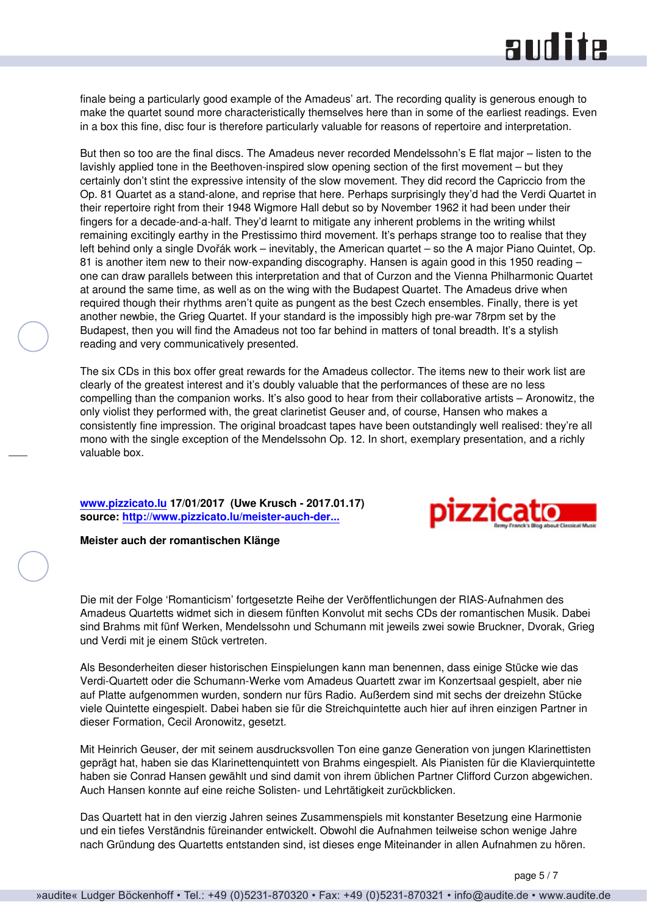finale being a particularly good example of the Amadeus' art. The recording quality is generous enough to make the quartet sound more characteristically themselves here than in some of the earliest readings. Even in a box this fine, disc four is therefore particularly valuable for reasons of repertoire and interpretation.

But then so too are the final discs. The Amadeus never recorded Mendelssohn's E flat major – listen to the lavishly applied tone in the Beethoven-inspired slow opening section of the first movement – but they certainly don't stint the expressive intensity of the slow movement. They did record the Capriccio from the Op. 81 Quartet as a stand-alone, and reprise that here. Perhaps surprisingly they'd had the Verdi Quartet in their repertoire right from their 1948 Wigmore Hall debut so by November 1962 it had been under their fingers for a decade-and-a-half. They'd learnt to mitigate any inherent problems in the writing whilst remaining excitingly earthy in the Prestissimo third movement. It's perhaps strange too to realise that they left behind only a single Dvořák work – inevitably, the American quartet – so the A major Piano Quintet, Op. 81 is another item new to their now-expanding discography. Hansen is again good in this 1950 reading – one can draw parallels between this interpretation and that of Curzon and the Vienna Philharmonic Quartet at around the same time, as well as on the wing with the Budapest Quartet. The Amadeus drive when required though their rhythms aren't quite as pungent as the best Czech ensembles. Finally, there is yet another newbie, the Grieg Quartet. If your standard is the impossibly high pre-war 78rpm set by the Budapest, then you will find the Amadeus not too far behind in matters of tonal breadth. It's a stylish reading and very communicatively presented.

The six CDs in this box offer great rewards for the Amadeus collector. The items new to their work list are clearly of the greatest interest and it's doubly valuable that the performances of these are no less compelling than the companion works. It's also good to hear from their collaborative artists – Aronowitz, the only violist they performed with, the great clarinetist Geuser and, of course, Hansen who makes a consistently fine impression. The original broadcast tapes have been outstandingly well realised: they're all mono with the single exception of the Mendelssohn Op. 12. In short, exemplary presentation, and a richly valuable box.

**[www.pizzicato.lu](http://www.pizzicato.lu) 17/01/2017 (Uwe Krusch - 2017.01.17)**
**source: [http://www.pizzicato.lu/meister-auch-der...](http://www.pizzicato.lu/meister-auch-der...)**

**Meister auch der romantischen Klänge**

Die mit der Folge 'Romanticism' fortgesetzte Reihe der Veröffentlichungen der RIAS-Aufnahmen des Amadeus Quartetts widmet sich in diesem fünften Konvolut mit sechs CDs der romantischen Musik. Dabei sind Brahms mit fünf Werken, Mendelssohn und Schumann mit jeweils zwei sowie Bruckner, Dvorak, Grieg und Verdi mit je einem Stück vertreten.

Als Besonderheiten dieser historischen Einspielungen kann man benennen, dass einige Stücke wie das Verdi-Quartett oder die Schumann-Werke vom Amadeus Quartett zwar im Konzertsaal gespielt, aber nie auf Platte aufgenommen wurden, sondern nur fürs Radio. Außerdem sind mit sechs der dreizehn Stücke viele Quintette eingespielt. Dabei haben sie für die Streichquintette auch hier auf ihren einzigen Partner in dieser Formation, Cecil Aronowitz, gesetzt.

Mit Heinrich Geuser, der mit seinem ausdrucksvollen Ton eine ganze Generation von jungen Klarinettisten geprägt hat, haben sie das Klarinettenquintett von Brahms eingespielt. Als Pianisten für die Klavierquintette haben sie Conrad Hansen gewählt und sind damit von ihrem üblichen Partner Clifford Curzon abgewichen. Auch Hansen konnte auf eine reiche Solisten- und Lehrtätigkeit zurückblicken.

Das Quartett hat in den vierzig Jahren seines Zusammenspiels mit konstanter Besetzung eine Harmonie und ein tiefes Verständnis füreinander entwickelt. Obwohl die Aufnahmen teilweise schon wenige Jahre nach Gründung des Quartetts entstanden sind, ist dieses enge Miteinander in allen Aufnahmen zu hören.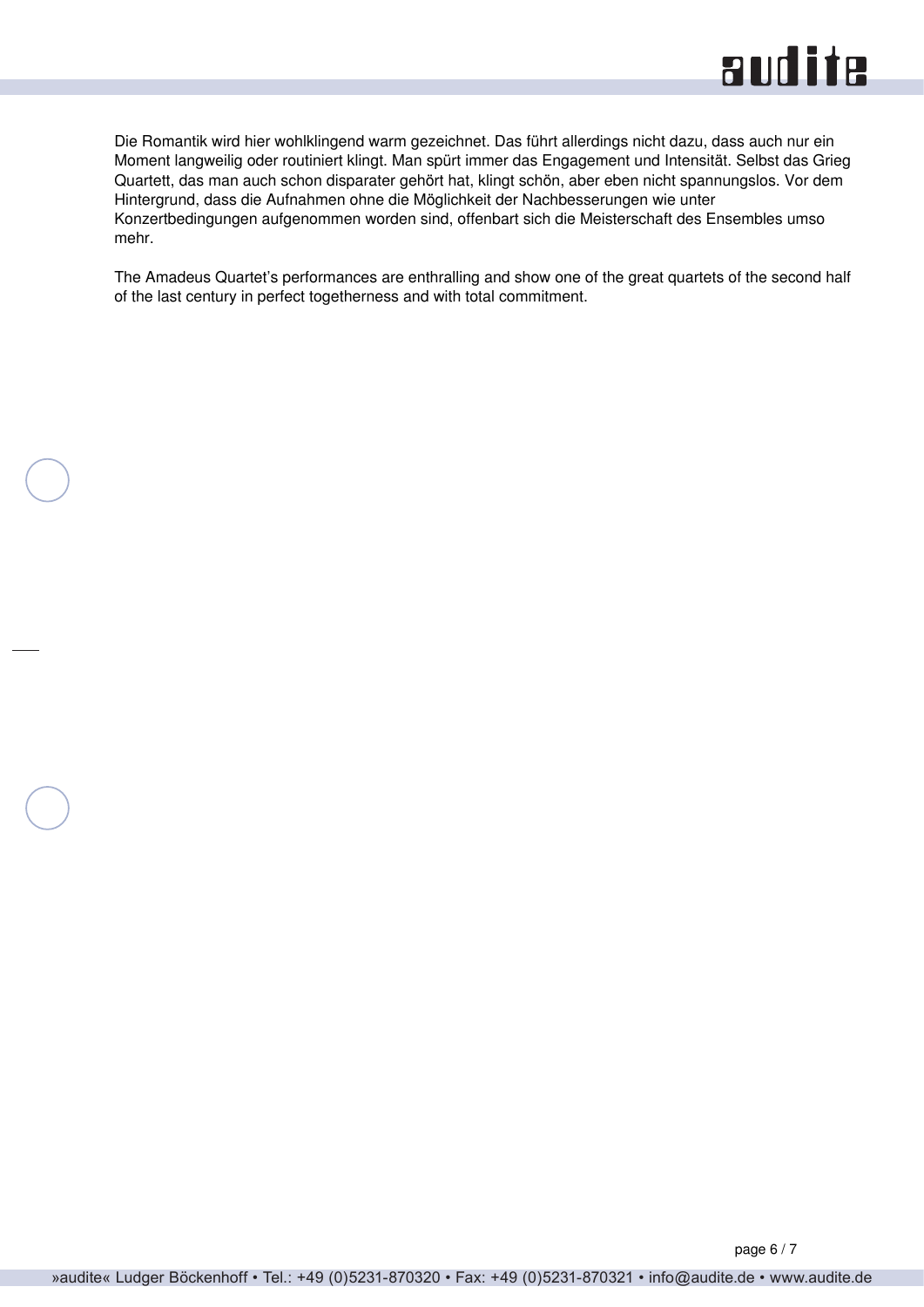Die Romantik wird hier wohlklingend warm gezeichnet. Das führt allerdings nicht dazu, dass auch nur ein Moment langweilig oder routiniert klingt. Man spürt immer das Engagement und Intensität. Selbst das Grieg Quartett, das man auch schon disparater gehört hat, klingt schön, aber eben nicht spannungslos. Vor dem Hintergrund, dass die Aufnahmen ohne die Möglichkeit der Nachbesserungen wie unter Konzertbedingungen aufgenommen worden sind, offenbart sich die Meisterschaft des Ensembles umso mehr.

The Amadeus Quartet's performances are enthralling and show one of the great quartets of the second half of the last century in perfect togetherness and with total commitment.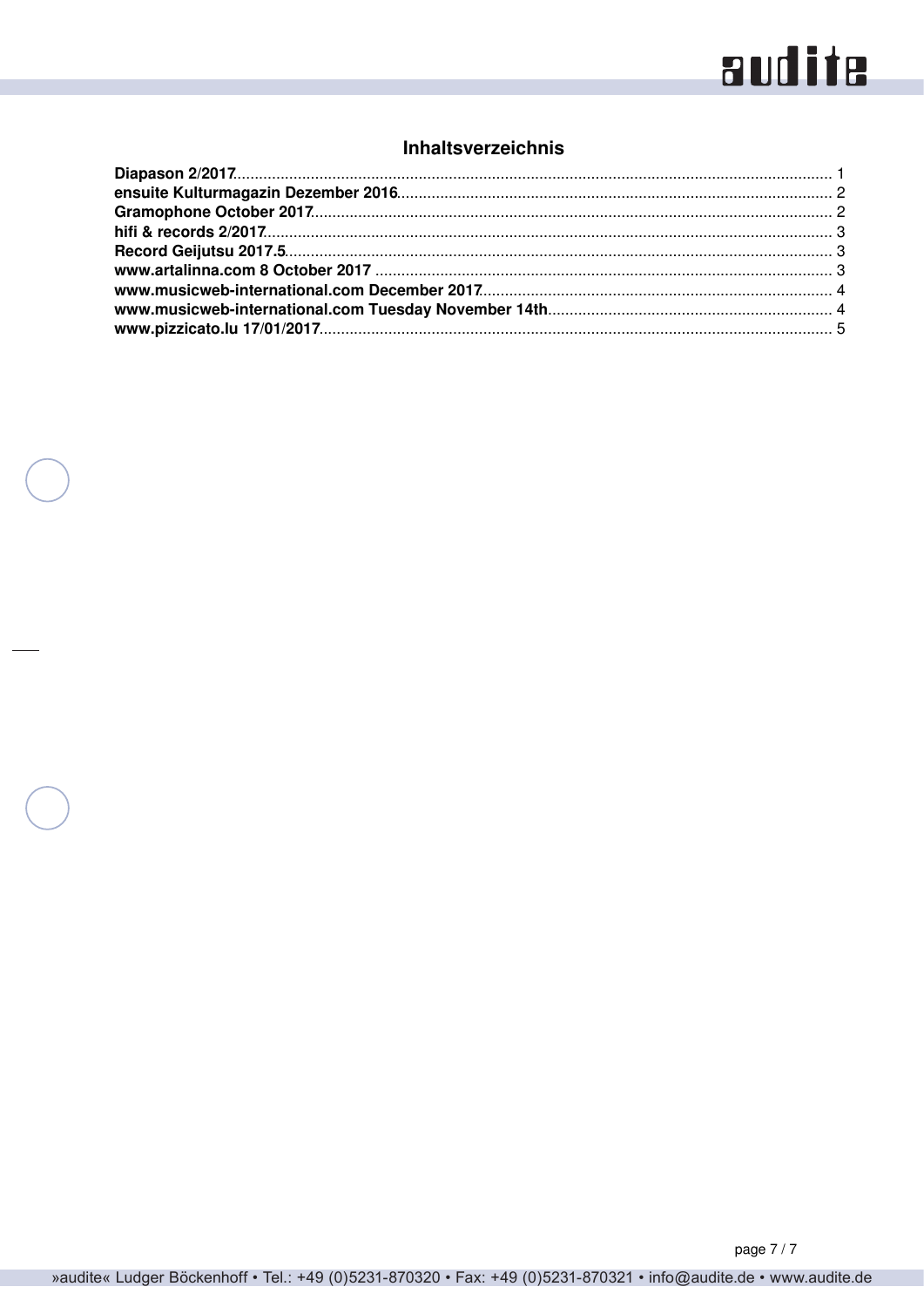## Inhaltsverzeichnis

**Diapason 2/2017** .......... 1
**ensuite Kulturmagazin Dezember 2016** .......... 2
**Gramophone October 2017** .......... 2
**hifi & records 2/2017** .......... 3
**Record Geijutsu 2017.5** .......... 3
**www.artalinna.com 8 October 2017** .......... 3
**www.musicweb-international.com December 2017** .......... 4
**www.musicweb-international.com Tuesday November 14th** .......... 4
**www.pizzicato.lu 17/01/2017** .......... 5